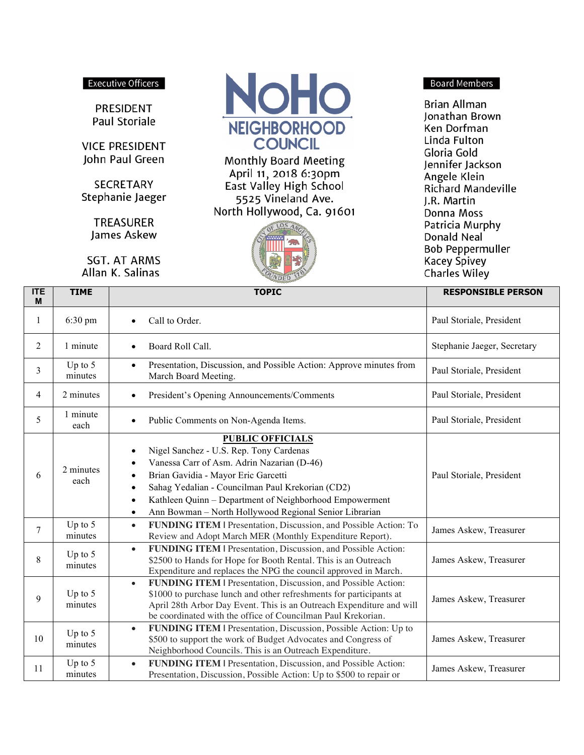**Executive Officers**

PRESIDENT
Paul Storiale

VICE PRESIDENT
John Paul Green

SECRETARY
Stephanie Jaeger

TREASURER
James Askew

SGT. AT ARMS
Allan K. Salinas

# NoHo NEIGHBORHOOD COUNCIL

Monthly Board Meeting
April 11, 2018 6:30pm
East Valley High School
5525 Vineland Ave.
North Hollywood, Ca. 91601

**Board Members**

Brian Allman
Jonathan Brown
Ken Dorfman
Linda Fulton
Gloria Gold
Jennifer Jackson
Angele Klein
Richard Mandeville
J.R. Martin
Donna Moss
Patricia Murphy
Donald Neal
Bob Peppermuller
Kacey Spivey
Charles Wiley

| ITEM | TIME | TOPIC | RESPONSIBLE PERSON |
|---|---|---|---|
| 1 | 6:30 pm | • Call to Order. | Paul Storiale, President |
| 2 | 1 minute | • Board Roll Call. | Stephanie Jaeger, Secretary |
| 3 | Up to 5 minutes | • Presentation, Discussion, and Possible Action: Approve minutes from March Board Meeting. | Paul Storiale, President |
| 4 | 2 minutes | • President's Opening Announcements/Comments | Paul Storiale, President |
| 5 | 1 minute each | • Public Comments on Non-Agenda Items. | Paul Storiale, President |
| 6 | 2 minutes each | **PUBLIC OFFICIALS**<br>• Nigel Sanchez - U.S. Rep. Tony Cardenas<br>• Vanessa Carr of Asm. Adrin Nazarian (D-46)<br>• Brian Gavidia - Mayor Eric Garcetti<br>• Sahag Yedalian - Councilman Paul Krekorian (CD2)<br>• Kathleen Quinn – Department of Neighborhood Empowerment<br>• Ann Bowman – North Hollywood Regional Senior Librarian | Paul Storiale, President |
| 7 | Up to 5 minutes | • **FUNDING ITEM** I Presentation, Discussion, and Possible Action: To Review and Adopt March MER (Monthly Expenditure Report). | James Askew, Treasurer |
| 8 | Up to 5 minutes | • **FUNDING ITEM** I Presentation, Discussion, and Possible Action: $2500 to Hands for Hope for Booth Rental. This is an Outreach Expenditure and replaces the NPG the council approved in March. | James Askew, Treasurer |
| 9 | Up to 5 minutes | • **FUNDING ITEM** I Presentation, Discussion, and Possible Action: $1000 to purchase lunch and other refreshments for participants at April 28th Arbor Day Event. This is an Outreach Expenditure and will be coordinated with the office of Councilman Paul Krekorian. | James Askew, Treasurer |
| 10 | Up to 5 minutes | • **FUNDING ITEM** I Presentation, Discussion, Possible Action: Up to $500 to support the work of Budget Advocates and Congress of Neighborhood Councils. This is an Outreach Expenditure. | James Askew, Treasurer |
| 11 | Up to 5 minutes | • **FUNDING ITEM** I Presentation, Discussion, and Possible Action: Presentation, Discussion, Possible Action: Up to $500 to repair or | James Askew, Treasurer |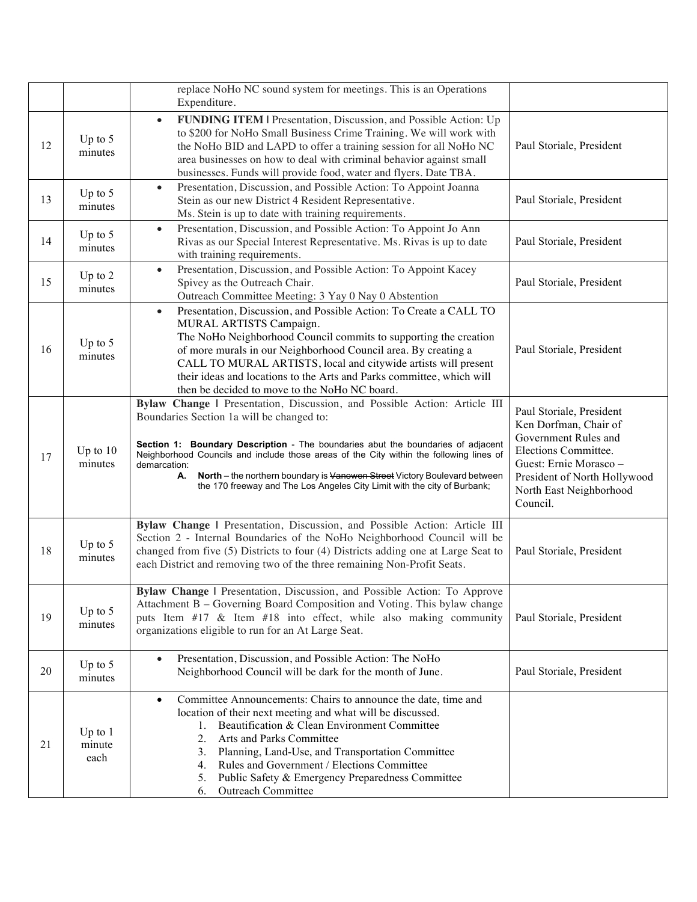| | | | |
|---|---|---|---|
| | | replace NoHo NC sound system for meetings. This is an Operations Expenditure. | |
| 12 | Up to 5 minutes | • **FUNDING ITEM** l Presentation, Discussion, and Possible Action: Up to $200 for NoHo Small Business Crime Training. We will work with the NoHo BID and LAPD to offer a training session for all NoHo NC area businesses on how to deal with criminal behavior against small businesses. Funds will provide food, water and flyers. Date TBA. | Paul Storiale, President |
| 13 | Up to 5 minutes | • Presentation, Discussion, and Possible Action: To Appoint Joanna Stein as our new District 4 Resident Representative.<br>Ms. Stein is up to date with training requirements. | Paul Storiale, President |
| 14 | Up to 5 minutes | • Presentation, Discussion, and Possible Action: To Appoint Jo Ann Rivas as our Special Interest Representative. Ms. Rivas is up to date with training requirements. | Paul Storiale, President |
| 15 | Up to 2 minutes | • Presentation, Discussion, and Possible Action: To Appoint Kacey Spivey as the Outreach Chair.<br>Outreach Committee Meeting: 3 Yay 0 Nay 0 Abstention | Paul Storiale, President |
| 16 | Up to 5 minutes | • Presentation, Discussion, and Possible Action: To Create a CALL TO MURAL ARTISTS Campaign.<br>The NoHo Neighborhood Council commits to supporting the creation of more murals in our Neighborhood Council area. By creating a CALL TO MURAL ARTISTS, local and citywide artists will present their ideas and locations to the Arts and Parks committee, which will then be decided to move to the NoHo NC board. | Paul Storiale, President |
| 17 | Up to 10 minutes | **Bylaw Change** l Presentation, Discussion, and Possible Action: Article III Boundaries Section 1a will be changed to:<br><br>**Section 1: Boundary Description** - The boundaries abut the boundaries of adjacent Neighborhood Councils and include those areas of the City within the following lines of demarcation:<br>**A. North** – the northern boundary is ~~Vanowen Street~~ Victory Boulevard between the 170 freeway and The Los Angeles City Limit with the city of Burbank; | Paul Storiale, President<br>Ken Dorfman, Chair of Government Rules and Elections Committee.<br>Guest: Ernie Morasco – President of North Hollywood North East Neighborhood Council. |
| 18 | Up to 5 minutes | **Bylaw Change** l Presentation, Discussion, and Possible Action: Article III Section 2 - Internal Boundaries of the NoHo Neighborhood Council will be changed from five (5) Districts to four (4) Districts adding one at Large Seat to each District and removing two of the three remaining Non-Profit Seats. | Paul Storiale, President |
| 19 | Up to 5 minutes | **Bylaw Change** l Presentation, Discussion, and Possible Action: To Approve Attachment B – Governing Board Composition and Voting. This bylaw change puts Item #17 & Item #18 into effect, while also making community organizations eligible to run for an At Large Seat. | Paul Storiale, President |
| 20 | Up to 5 minutes | • Presentation, Discussion, and Possible Action: The NoHo Neighborhood Council will be dark for the month of June. | Paul Storiale, President |
| 21 | Up to 1 minute each | • Committee Announcements: Chairs to announce the date, time and location of their next meeting and what will be discussed.<br>1. Beautification & Clean Environment Committee<br>2. Arts and Parks Committee<br>3. Planning, Land-Use, and Transportation Committee<br>4. Rules and Government / Elections Committee<br>5. Public Safety & Emergency Preparedness Committee<br>6. Outreach Committee | |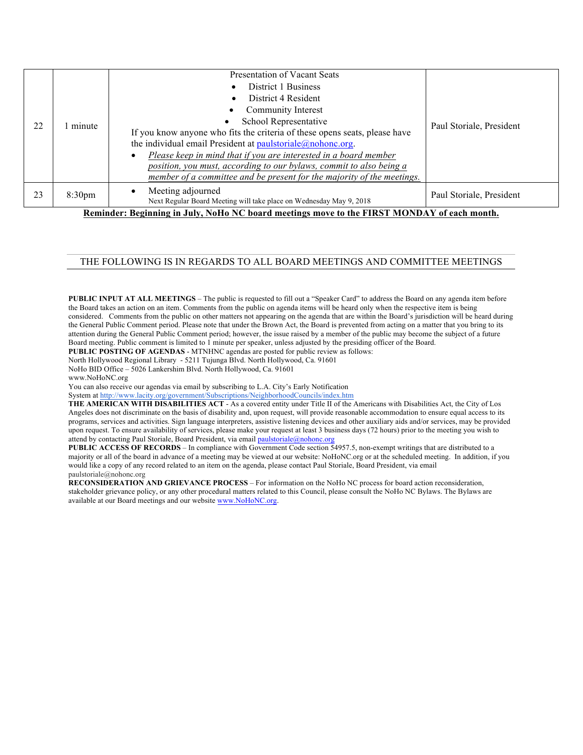| | | | |
|---|---|---|---|
| 22 | 1 minute | Presentation of Vacant Seats<br>• District 1 Business<br>• District 4 Resident<br>• Community Interest<br>• School Representative<br>If you know anyone who fits the criteria of these opens seats, please have the individual email President at paulstoriale@nohonc.org.<br>• *Please keep in mind that if you are interested in a board member position, you must, according to our bylaws, commit to also being a member of a committee and be present for the majority of the meetings.* | Paul Storiale, President |
| 23 | 8:30pm | • Meeting adjourned<br>Next Regular Board Meeting will take place on Wednesday May 9, 2018 | Paul Storiale, President |

**Reminder: Beginning in July, NoHo NC board meetings move to the FIRST MONDAY of each month.**

THE FOLLOWING IS IN REGARDS TO ALL BOARD MEETINGS AND COMMITTEE MEETINGS

**PUBLIC INPUT AT ALL MEETINGS** – The public is requested to fill out a "Speaker Card" to address the Board on any agenda item before the Board takes an action on an item. Comments from the public on agenda items will be heard only when the respective item is being considered. Comments from the public on other matters not appearing on the agenda that are within the Board's jurisdiction will be heard during the General Public Comment period. Please note that under the Brown Act, the Board is prevented from acting on a matter that you bring to its attention during the General Public Comment period; however, the issue raised by a member of the public may become the subject of a future Board meeting. Public comment is limited to 1 minute per speaker, unless adjusted by the presiding officer of the Board.

**PUBLIC POSTING OF AGENDAS** - MTNHNC agendas are posted for public review as follows:

North Hollywood Regional Library - 5211 Tujunga Blvd. North Hollywood, Ca. 91601

NoHo BID Office – 5026 Lankershim Blvd. North Hollywood, Ca. 91601

www.NoHoNC.org

You can also receive our agendas via email by subscribing to L.A. City's Early Notification System at http://www.lacity.org/government/Subscriptions/NeighborhoodCouncils/index.htm

**THE AMERICAN WITH DISABILITIES ACT** - As a covered entity under Title II of the Americans with Disabilities Act, the City of Los Angeles does not discriminate on the basis of disability and, upon request, will provide reasonable accommodation to ensure equal access to its programs, services and activities. Sign language interpreters, assistive listening devices and other auxiliary aids and/or services, may be provided upon request. To ensure availability of services, please make your request at least 3 business days (72 hours) prior to the meeting you wish to attend by contacting Paul Storiale, Board President, via email paulstoriale@nohonc.org

**PUBLIC ACCESS OF RECORDS** – In compliance with Government Code section 54957.5, non-exempt writings that are distributed to a majority or all of the board in advance of a meeting may be viewed at our website: NoHoNC.org or at the scheduled meeting. In addition, if you would like a copy of any record related to an item on the agenda, please contact Paul Storiale, Board President, via email paulstoriale@nohonc.org

**RECONSIDERATION AND GRIEVANCE PROCESS** – For information on the NoHo NC process for board action reconsideration, stakeholder grievance policy, or any other procedural matters related to this Council, please consult the NoHo NC Bylaws. The Bylaws are available at our Board meetings and our website www.NoHoNC.org.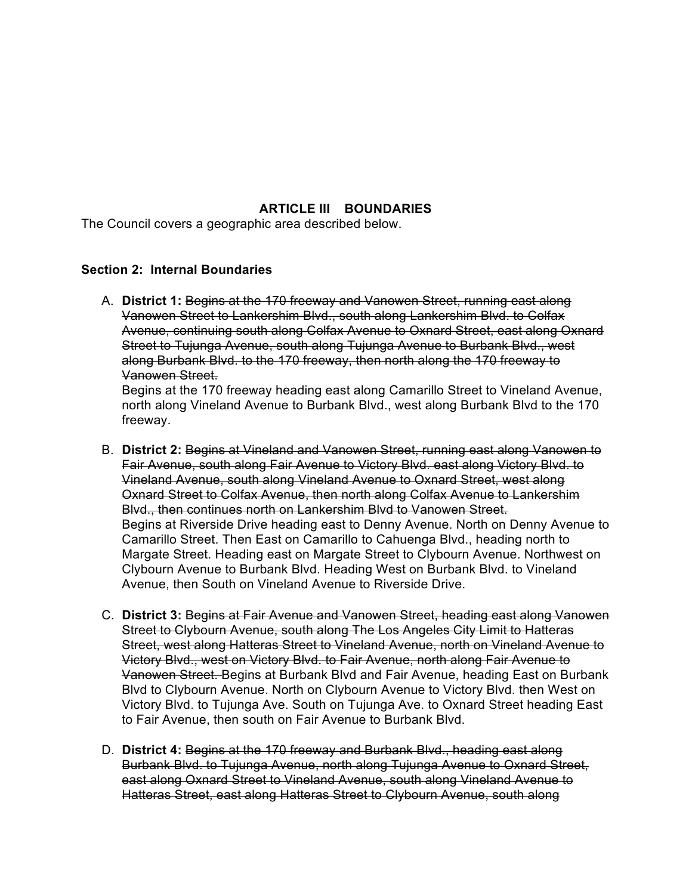## ARTICLE III BOUNDARIES

The Council covers a geographic area described below.

**Section 2: Internal Boundaries**

A. **District 1:** ~~Begins at the 170 freeway and Vanowen Street, running east along Vanowen Street to Lankershim Blvd., south along Lankershim Blvd. to Colfax Avenue, continuing south along Colfax Avenue to Oxnard Street, east along Oxnard Street to Tujunga Avenue, south along Tujunga Avenue to Burbank Blvd., west along Burbank Blvd. to the 170 freeway, then north along the 170 freeway to Vanowen Street.~~
   Begins at the 170 freeway heading east along Camarillo Street to Vineland Avenue, north along Vineland Avenue to Burbank Blvd., west along Burbank Blvd to the 170 freeway.

B. **District 2:** ~~Begins at Vineland and Vanowen Street, running east along Vanowen to Fair Avenue, south along Fair Avenue to Victory Blvd. east along Victory Blvd. to Vineland Avenue, south along Vineland Avenue to Oxnard Street, west along Oxnard Street to Colfax Avenue, then north along Colfax Avenue to Lankershim Blvd., then continues north on Lankershim Blvd to Vanowen Street.~~
   Begins at Riverside Drive heading east to Denny Avenue. North on Denny Avenue to Camarillo Street. Then East on Camarillo to Cahuenga Blvd., heading north to Margate Street. Heading east on Margate Street to Clybourn Avenue. Northwest on Clybourn Avenue to Burbank Blvd. Heading West on Burbank Blvd. to Vineland Avenue, then South on Vineland Avenue to Riverside Drive.

C. **District 3:** ~~Begins at Fair Avenue and Vanowen Street, heading east along Vanowen Street to Clybourn Avenue, south along The Los Angeles City Limit to Hatteras Street, west along Hatteras Street to Vineland Avenue, north on Vineland Avenue to Victory Blvd., west on Victory Blvd. to Fair Avenue, north along Fair Avenue to Vanowen Street.~~ Begins at Burbank Blvd and Fair Avenue, heading East on Burbank Blvd to Clybourn Avenue. North on Clybourn Avenue to Victory Blvd. then West on Victory Blvd. to Tujunga Ave. South on Tujunga Ave. to Oxnard Street heading East to Fair Avenue, then south on Fair Avenue to Burbank Blvd.

D. **District 4:** ~~Begins at the 170 freeway and Burbank Blvd., heading east along Burbank Blvd. to Tujunga Avenue, north along Tujunga Avenue to Oxnard Street, east along Oxnard Street to Vineland Avenue, south along Vineland Avenue to Hatteras Street, east along Hatteras Street to Clybourn Avenue, south along~~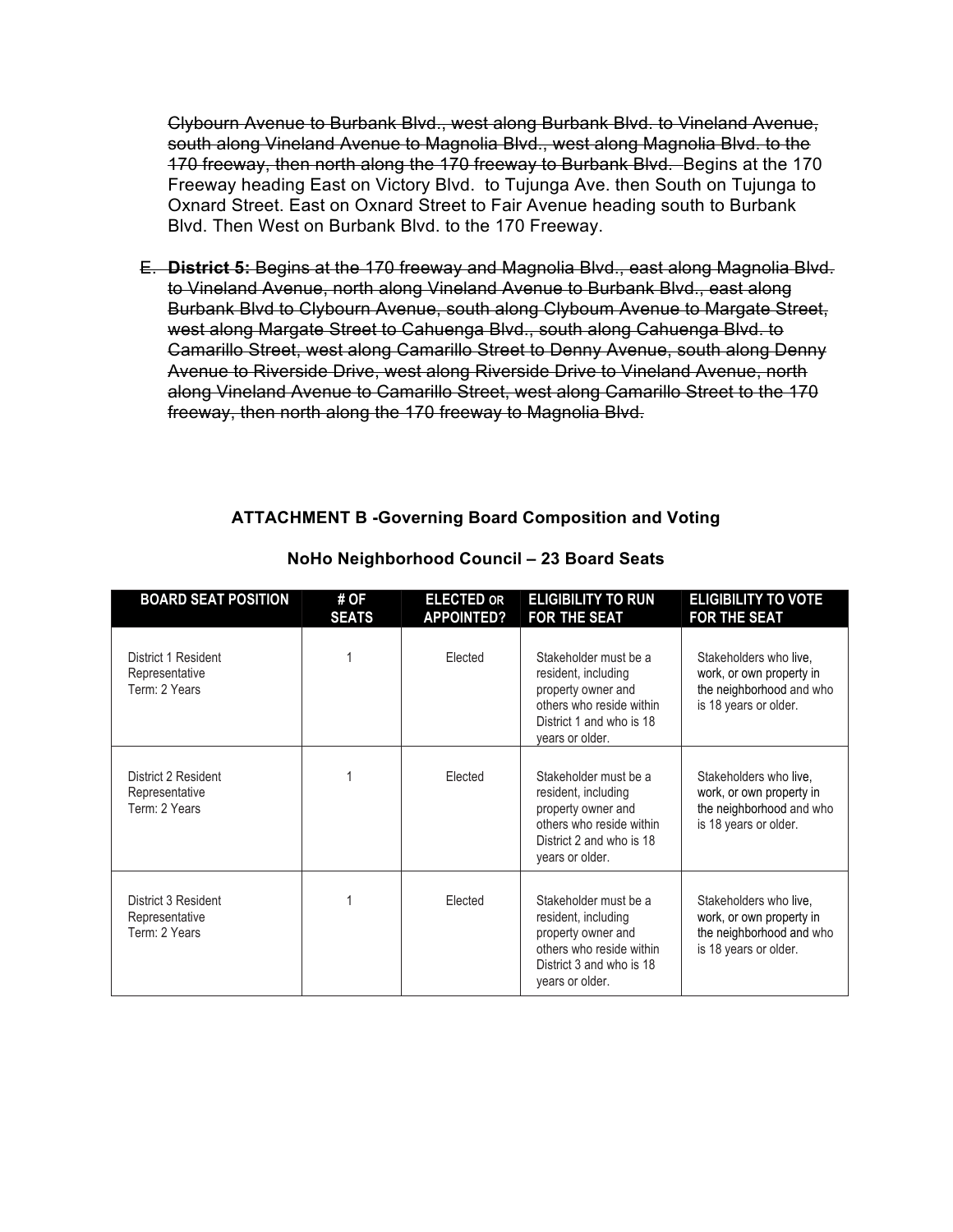~~Clybourn Avenue to Burbank Blvd., west along Burbank Blvd. to Vineland Avenue, south along Vineland Avenue to Magnolia Blvd., west along Magnolia Blvd. to the 170 freeway, then north along the 170 freeway to Burbank Blvd.~~ Begins at the 170 Freeway heading East on Victory Blvd. to Tujunga Ave. then South on Tujunga to Oxnard Street. East on Oxnard Street to Fair Avenue heading south to Burbank Blvd. Then West on Burbank Blvd. to the 170 Freeway.

~~E. **District 5:** Begins at the 170 freeway and Magnolia Blvd., east along Magnolia Blvd. to Vineland Avenue, north along Vineland Avenue to Burbank Blvd., east along Burbank Blvd to Clybourn Avenue, south along Clyboum Avenue to Margate Street, west along Margate Street to Cahuenga Blvd., south along Cahuenga Blvd. to Camarillo Street, west along Camarillo Street to Denny Avenue, south along Denny Avenue to Riverside Drive, west along Riverside Drive to Vineland Avenue, north along Vineland Avenue to Camarillo Street, west along Camarillo Street to the 170 freeway, then north along the 170 freeway to Magnolia Blvd.~~

## ATTACHMENT B -Governing Board Composition and Voting

### NoHo Neighborhood Council – 23 Board Seats

| BOARD SEAT POSITION | # OF SEATS | ELECTED OR APPOINTED? | ELIGIBILITY TO RUN FOR THE SEAT | ELIGIBILITY TO VOTE FOR THE SEAT |
|---|---|---|---|---|
| District 1 Resident Representative Term: 2 Years | 1 | Elected | Stakeholder must be a resident, including property owner and others who reside within District 1 and who is 18 years or older. | Stakeholders who live, work, or own property in the neighborhood and who is 18 years or older. |
| District 2 Resident Representative Term: 2 Years | 1 | Elected | Stakeholder must be a resident, including property owner and others who reside within District 2 and who is 18 years or older. | Stakeholders who live, work, or own property in the neighborhood and who is 18 years or older. |
| District 3 Resident Representative Term: 2 Years | 1 | Elected | Stakeholder must be a resident, including property owner and others who reside within District 3 and who is 18 years or older. | Stakeholders who live, work, or own property in the neighborhood and who is 18 years or older. |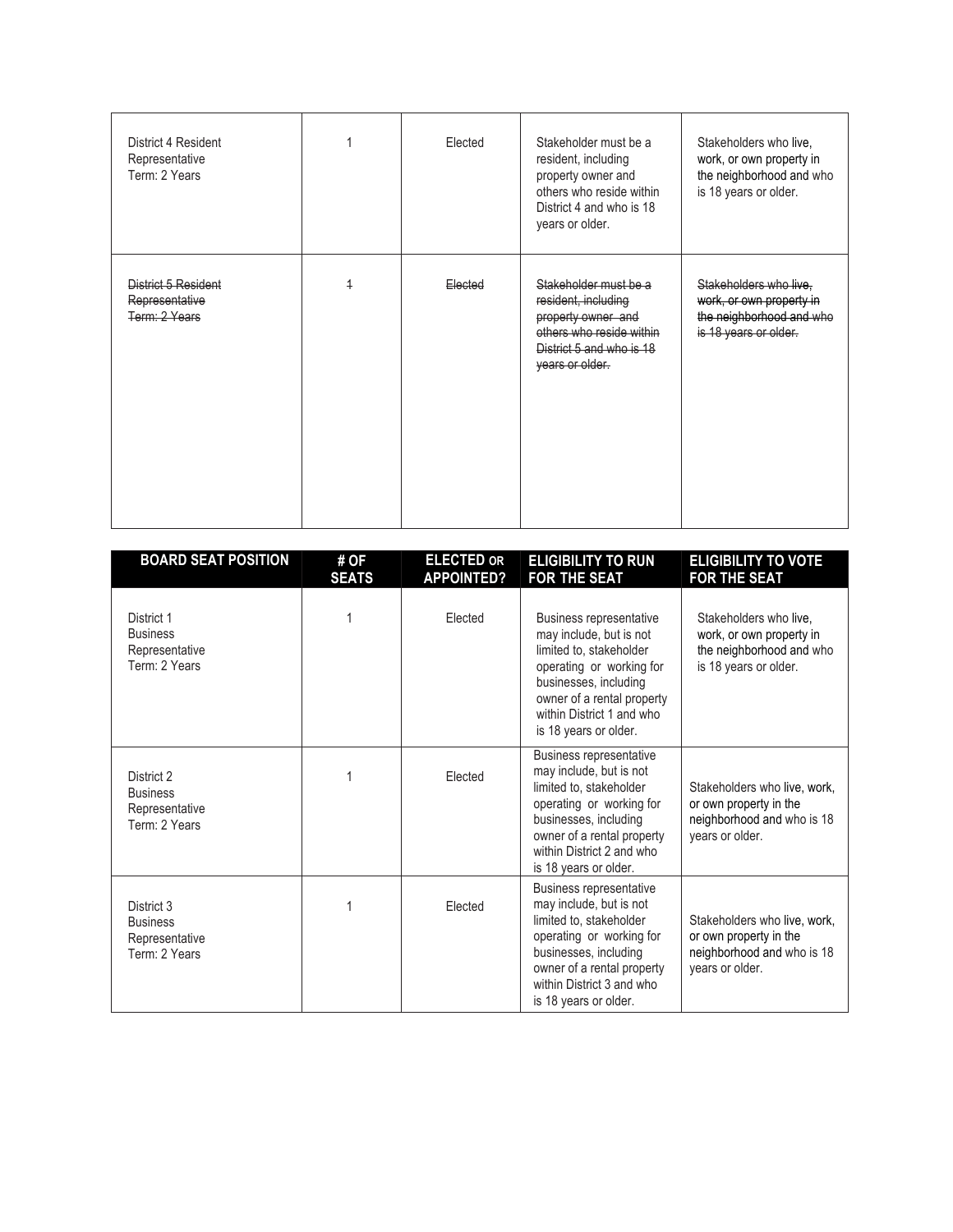| | | | | |
|---|---|---|---|---|
| District 4 Resident Representative Term: 2 Years | 1 | Elected | Stakeholder must be a resident, including property owner and others who reside within District 4 and who is 18 years or older. | Stakeholders who live, work, or own property in the neighborhood and who is 18 years or older. |
| ~~District 5 Resident Representative Term: 2 Years~~ | ~~1~~ | ~~Elected~~ | ~~Stakeholder must be a resident, including property owner and others who reside within District 5 and who is 18 years or older.~~ | ~~Stakeholders who live, work, or own property in the neighborhood and who is 18 years or older.~~ |

| BOARD SEAT POSITION | # OF SEATS | ELECTED OR APPOINTED? | ELIGIBILITY TO RUN FOR THE SEAT | ELIGIBILITY TO VOTE FOR THE SEAT |
|---|---|---|---|---|
| District 1 Business Representative Term: 2 Years | 1 | Elected | Business representative may include, but is not limited to, stakeholder operating or working for businesses, including owner of a rental property within District 1 and who is 18 years or older. | Stakeholders who live, work, or own property in the neighborhood and who is 18 years or older. |
| District 2 Business Representative Term: 2 Years | 1 | Elected | Business representative may include, but is not limited to, stakeholder operating or working for businesses, including owner of a rental property within District 2 and who is 18 years or older. | Stakeholders who live, work, or own property in the neighborhood and who is 18 years or older. |
| District 3 Business Representative Term: 2 Years | 1 | Elected | Business representative may include, but is not limited to, stakeholder operating or working for businesses, including owner of a rental property within District 3 and who is 18 years or older. | Stakeholders who live, work, or own property in the neighborhood and who is 18 years or older. |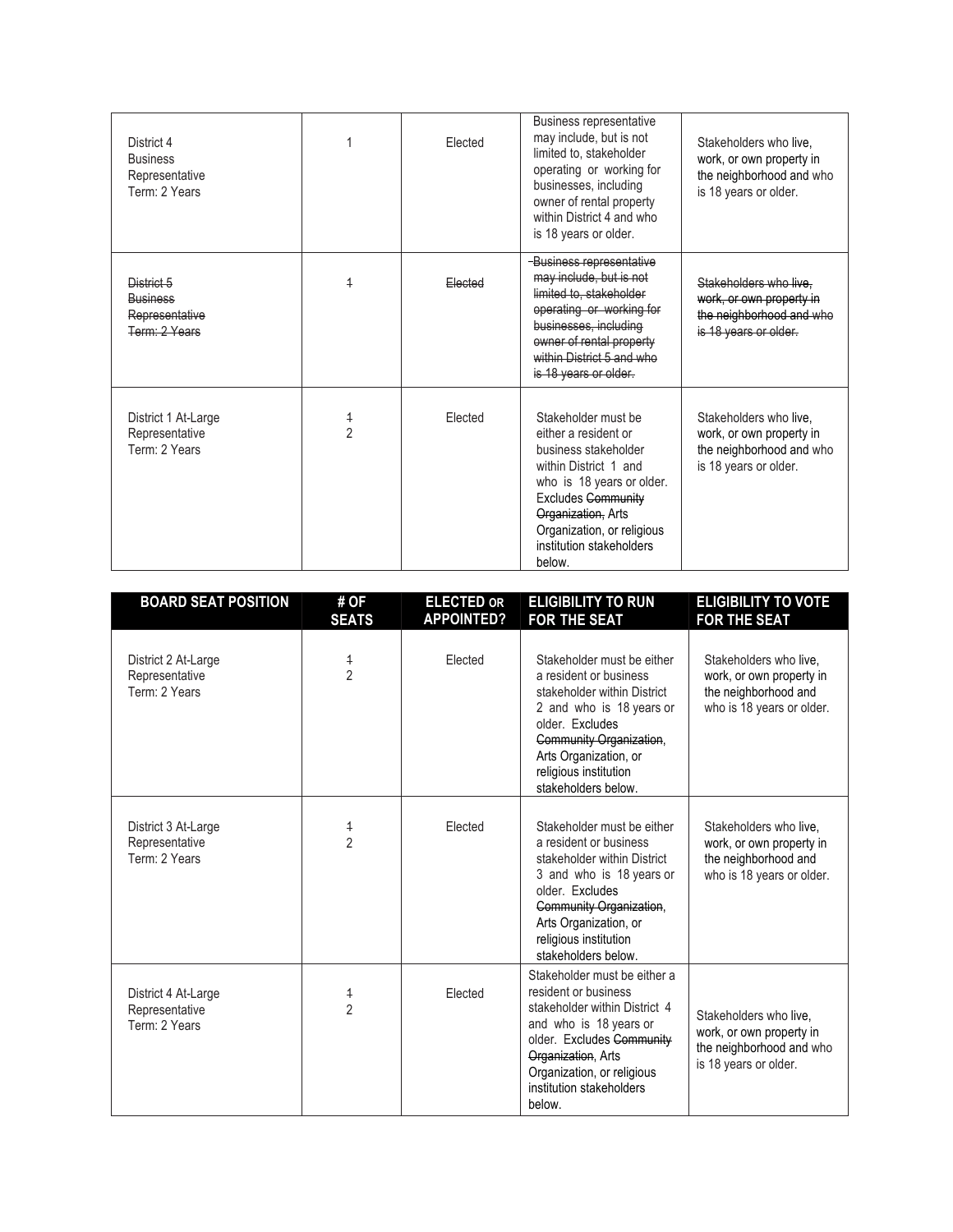| BOARD SEAT POSITION | # OF SEATS | ELECTED OR APPOINTED? | ELIGIBILITY TO RUN FOR THE SEAT | ELIGIBILITY TO VOTE FOR THE SEAT |
|---|---|---|---|---|
| District 4 Business Representative Term: 2 Years | 1 | Elected | Business representative may include, but is not limited to, stakeholder operating or working for businesses, including owner of rental property within District 4 and who is 18 years or older. | Stakeholders who live, work, or own property in the neighborhood and who is 18 years or older. |
| ~~District 5 Business Representative Term: 2 Years~~ | ~~1~~ | ~~Elected~~ | ~~Business representative may include, but is not limited to, stakeholder operating or working for businesses, including owner of rental property within District 5 and who is 18 years or older.~~ | ~~Stakeholders who live, work, or own property in the neighborhood and who is 18 years or older.~~ |
| District 1 At-Large Representative Term: 2 Years | ~~1~~ 2 | Elected | Stakeholder must be either a resident or business stakeholder within District 1 and who is 18 years or older. Excludes ~~Community Organization,~~ Arts Organization, or religious institution stakeholders below. | Stakeholders who live, work, or own property in the neighborhood and who is 18 years or older. |
| District 2 At-Large Representative Term: 2 Years | ~~1~~ 2 | Elected | Stakeholder must be either a resident or business stakeholder within District 2 and who is 18 years or older. Excludes ~~Community Organization~~, Arts Organization, or religious institution stakeholders below. | Stakeholders who live, work, or own property in the neighborhood and who is 18 years or older. |
| District 3 At-Large Representative Term: 2 Years | ~~1~~ 2 | Elected | Stakeholder must be either a resident or business stakeholder within District 3 and who is 18 years or older. Excludes ~~Community Organization~~, Arts Organization, or religious institution stakeholders below. | Stakeholders who live, work, or own property in the neighborhood and who is 18 years or older. |
| District 4 At-Large Representative Term: 2 Years | ~~1~~ 2 | Elected | Stakeholder must be either a resident or business stakeholder within District 4 and who is 18 years or older. Excludes ~~Community Organization~~, Arts Organization, or religious institution stakeholders below. | Stakeholders who live, work, or own property in the neighborhood and who is 18 years or older. |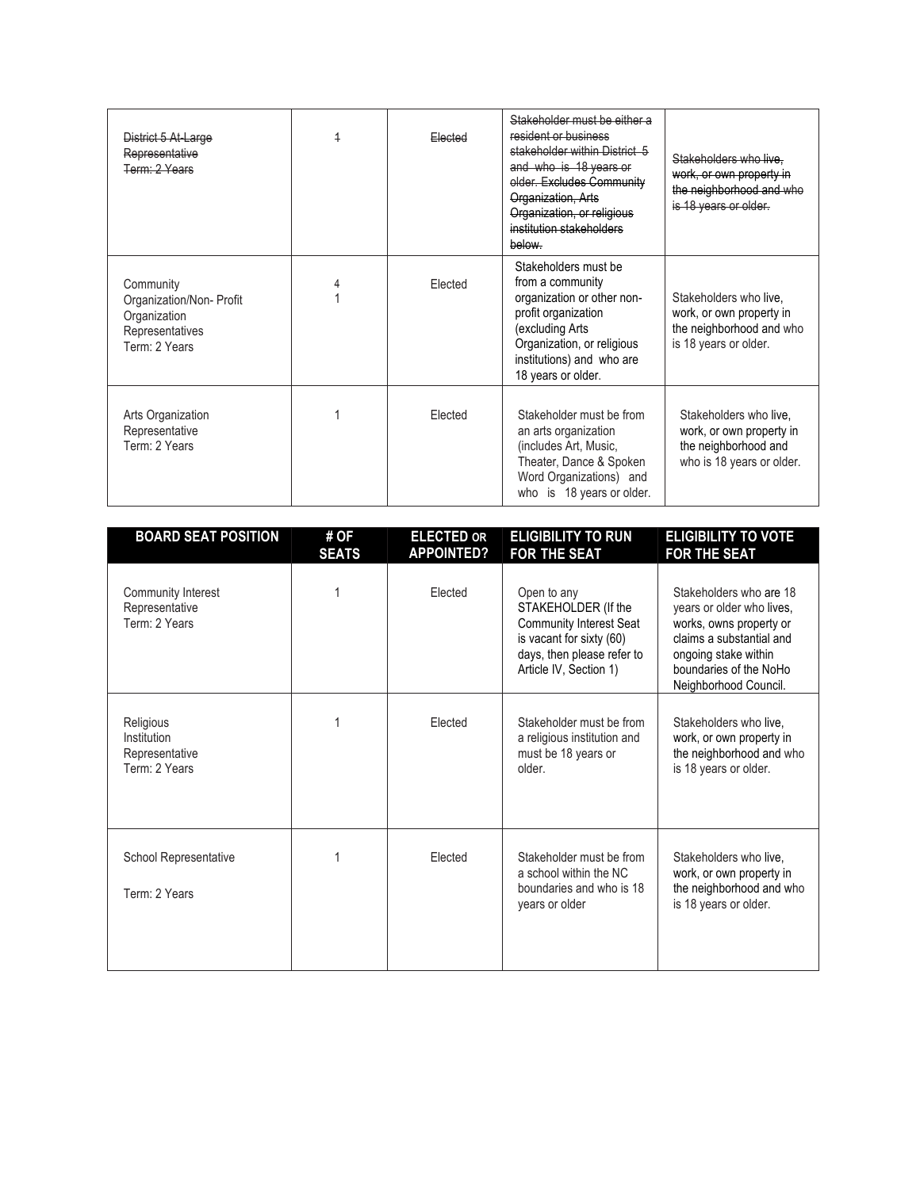| BOARD SEAT POSITION | # OF SEATS | ELECTED OR APPOINTED? | ELIGIBILITY TO RUN FOR THE SEAT | ELIGIBILITY TO VOTE FOR THE SEAT |
|---|---|---|---|---|
| ~~District 5 At-Large Representative Term: 2 Years~~ | ~~1~~ | ~~Elected~~ | ~~Stakeholder must be either a resident or business stakeholder within District 5 and who is 18 years or older. Excludes Community Organization, Arts Organization, or religious institution stakeholders below.~~ | ~~Stakeholders who live, work, or own property in the neighborhood and who is 18 years or older.~~ |
| Community Organization/Non- Profit Organization Representatives Term: 2 Years | ~~4~~ 1 | Elected | Stakeholders must be from a community organization or other non-profit organization (excluding Arts Organization, or religious institutions) and who are 18 years or older. | Stakeholders who live, work, or own property in the neighborhood and who is 18 years or older. |
| Arts Organization Representative Term: 2 Years | 1 | Elected | Stakeholder must be from an arts organization (includes Art, Music, Theater, Dance & Spoken Word Organizations) and who is 18 years or older. | Stakeholders who live, work, or own property in the neighborhood and who is 18 years or older. |
| Community Interest Representative Term: 2 Years | 1 | Elected | Open to any STAKEHOLDER (If the Community Interest Seat is vacant for sixty (60) days, then please refer to Article IV, Section 1) | Stakeholders who are 18 years or older who lives, works, owns property or claims a substantial and ongoing stake within boundaries of the NoHo Neighborhood Council. |
| Religious Institution Representative Term: 2 Years | 1 | Elected | Stakeholder must be from a religious institution and must be 18 years or older. | Stakeholders who live, work, or own property in the neighborhood and who is 18 years or older. |
| School Representative Term: 2 Years | 1 | Elected | Stakeholder must be from a school within the NC boundaries and who is 18 years or older | Stakeholders who live, work, or own property in the neighborhood and who is 18 years or older. |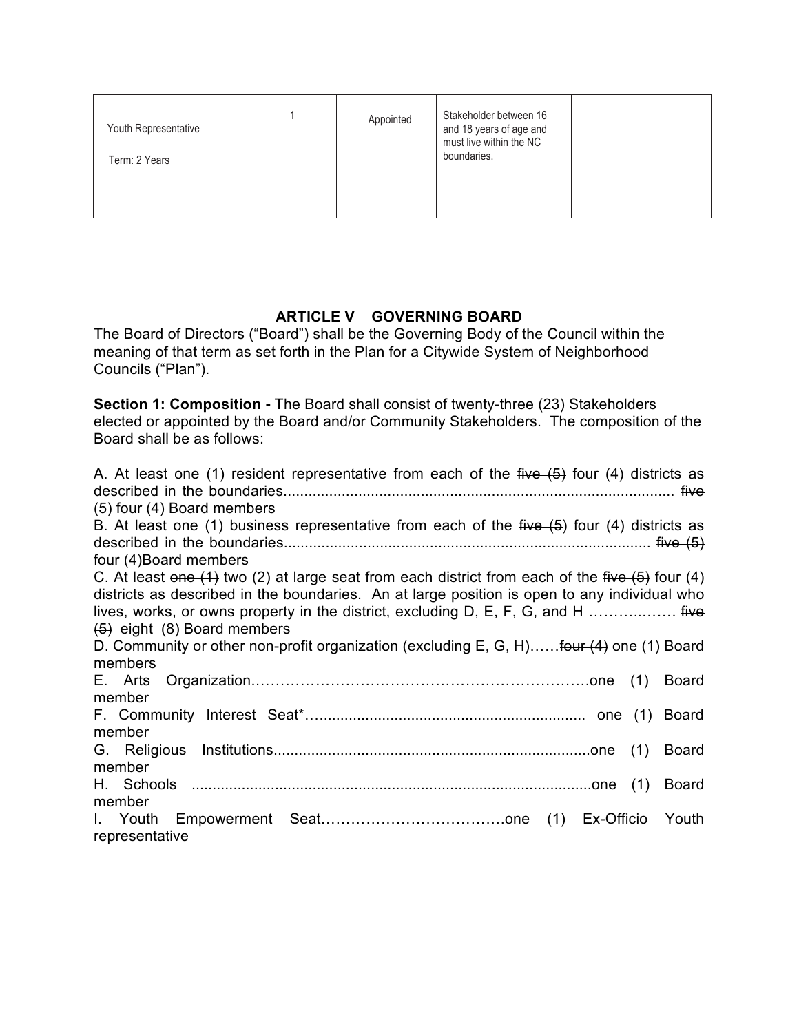| | | | | |
|---|---|---|---|---|
| Youth Representative<br><br>Term: 2 Years | 1 | Appointed | Stakeholder between 16 and 18 years of age and must live within the NC boundaries. | |

## ARTICLE V GOVERNING BOARD

The Board of Directors ("Board") shall be the Governing Body of the Council within the meaning of that term as set forth in the Plan for a Citywide System of Neighborhood Councils ("Plan").

**Section 1: Composition -** The Board shall consist of twenty-three (23) Stakeholders elected or appointed by the Board and/or Community Stakeholders. The composition of the Board shall be as follows:

A. At least one (1) resident representative from each of the ~~five (5)~~ four (4) districts as described in the boundaries............................................................................................. ~~five (5)~~ four (4) Board members

B. At least one (1) business representative from each of the ~~five (5)~~ four (4) districts as described in the boundaries....................................................................................... ~~five (5)~~ four (4)Board members

C. At least ~~one (1)~~ two (2) at large seat from each district from each of the ~~five (5)~~ four (4) districts as described in the boundaries. An at large position is open to any individual who lives, works, or owns property in the district, excluding D, E, F, G, and H ………..……. ~~five (5)~~ eight (8) Board members

D. Community or other non-profit organization (excluding E, G, H)……~~four (4)~~ one (1) Board members

E. Arts Organization.………………………………………………………….one (1) Board member

F. Community Interest Seat*…............................................................... one (1) Board member

G. Religious Institutions...........................................................................one (1) Board member

H. Schools ..............................................................................................one (1) Board member

I. Youth Empowerment Seat……………………………….one (1) ~~Ex-Officio~~ Youth representative